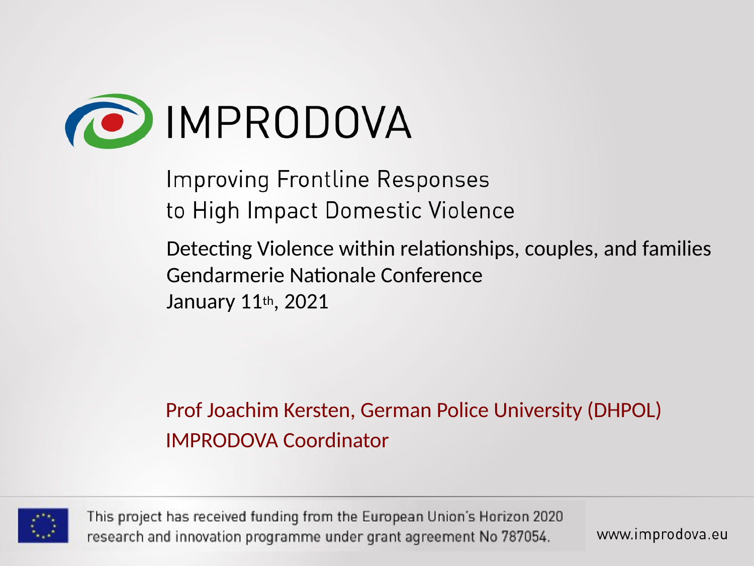# IMPRODOVA

## Improving Frontline Responses to High Impact Domestic Violence

Detecting Violence within relationships, couples, and families
Gendarmerie Nationale Conference
January 11th, 2021

Prof Joachim Kersten, German Police University (DHPOL)
IMPRODOVA Coordinator

This project has received funding from the European Union's Horizon 2020 research and innovation programme under grant agreement No 787054.

www.improdova.eu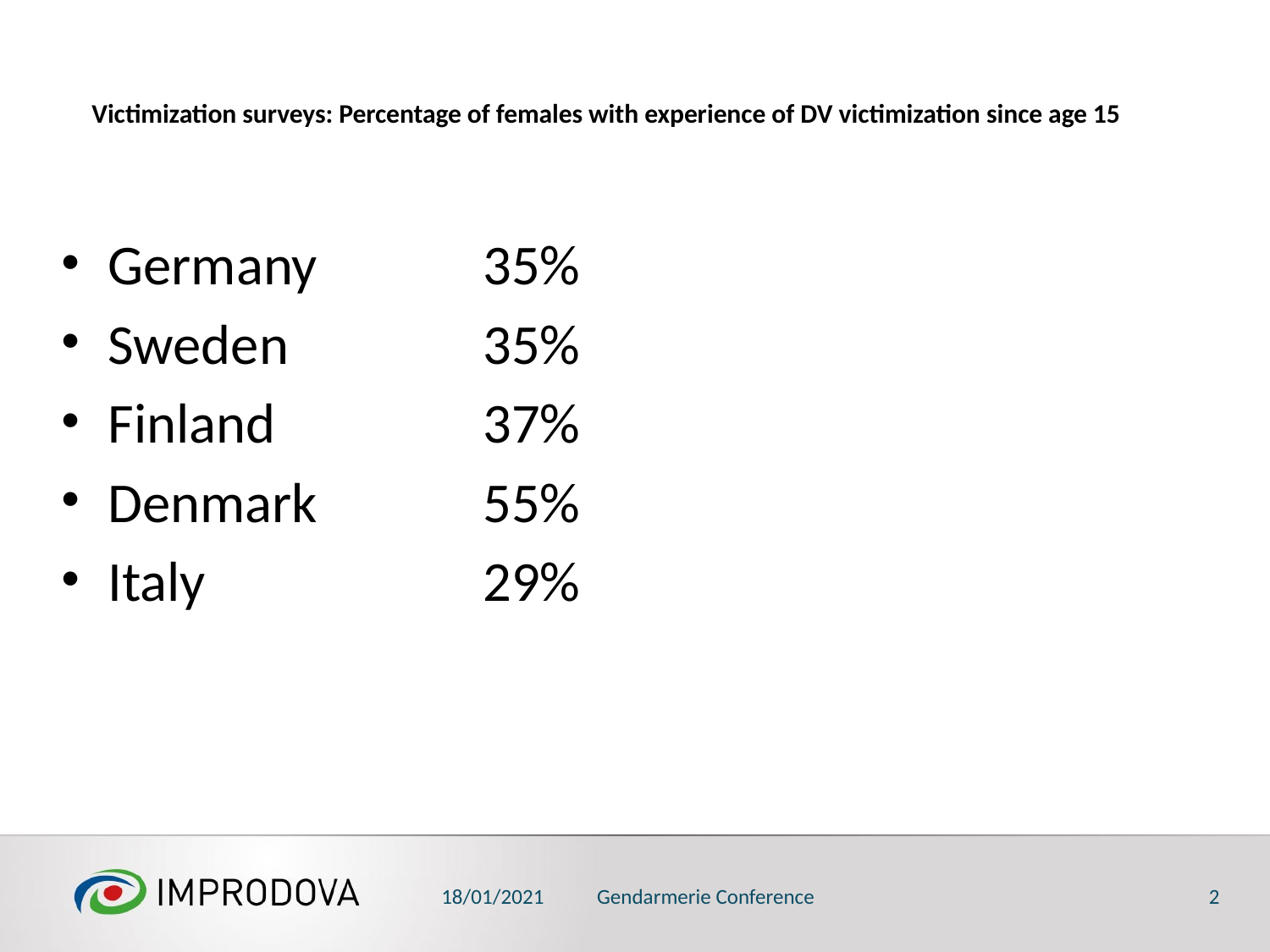**Victimization surveys: Percentage of females with experience of DV victimization since age 15**

- Germany 35%
- Sweden 35%
- Finland 37%
- Denmark 55%
- Italy 29%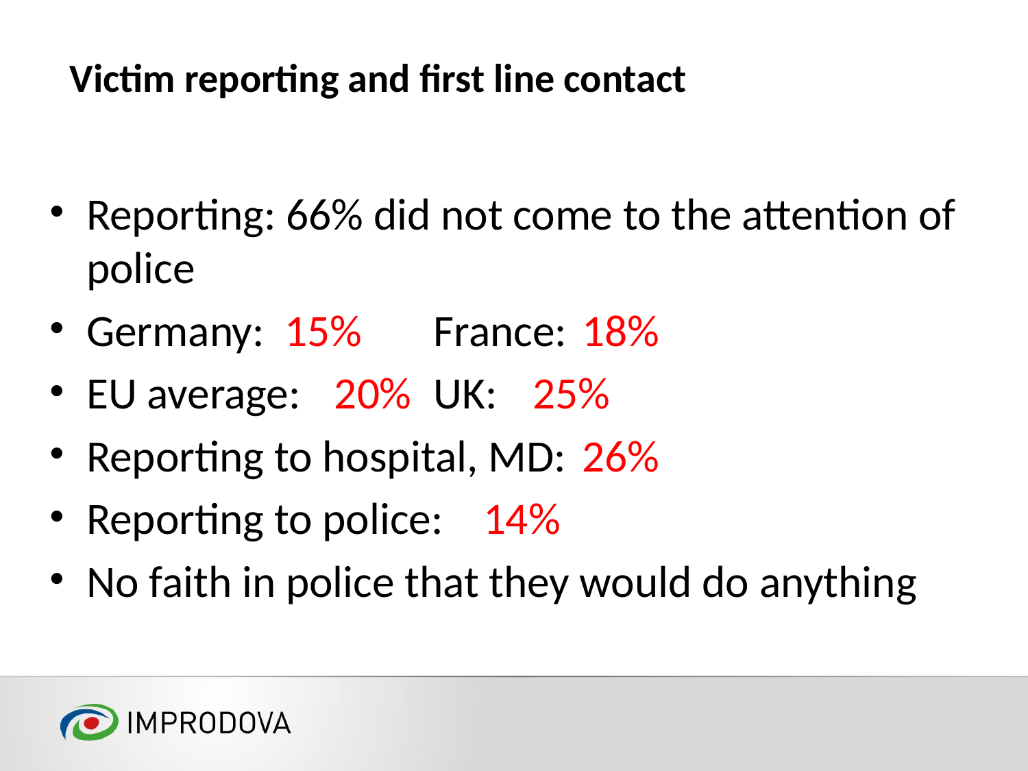# Victim reporting and first line contact

- Reporting: 66% did not come to the attention of police
- Germany: 15%     France: 18%
- EU average: 20%  UK: 25%
- Reporting to hospital, MD: 26%
- Reporting to police: 14%
- No faith in police that they would do anything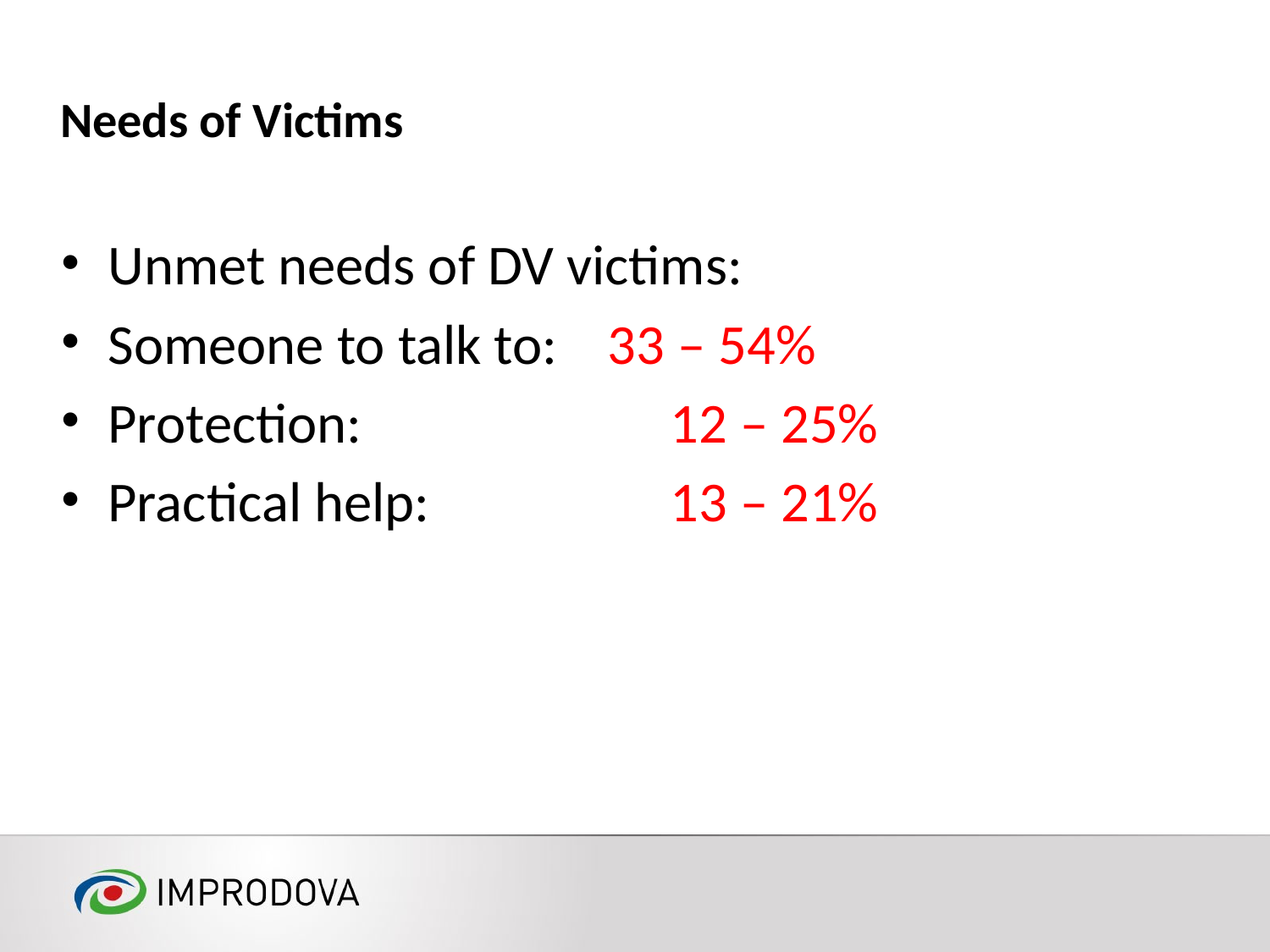## Needs of Victims

- Unmet needs of DV victims:
- Someone to talk to: 33 – 54%
- Protection: 12 – 25%
- Practical help: 13 – 21%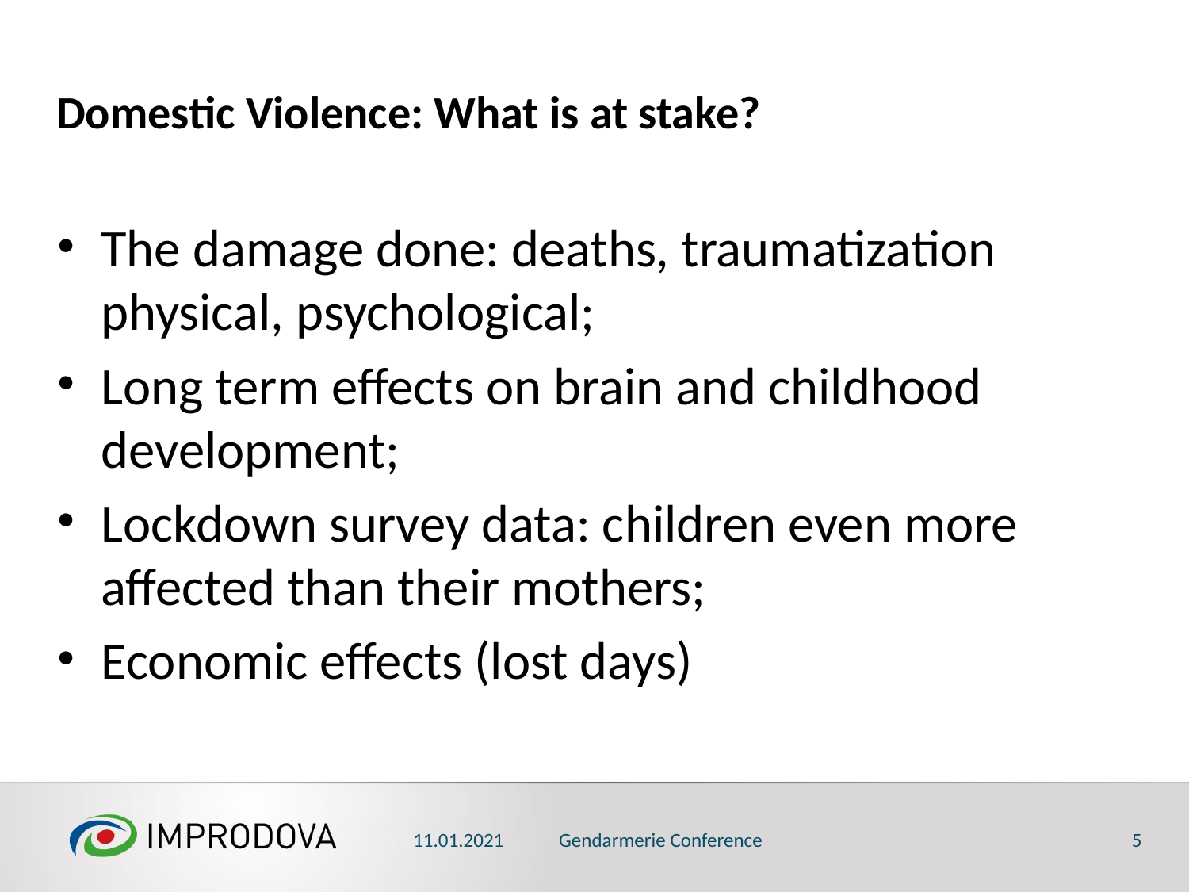## Domestic Violence: What is at stake?

- The damage done: deaths, traumatization physical, psychological;
- Long term effects on brain and childhood development;
- Lockdown survey data: children even more affected than their mothers;
- Economic effects (lost days)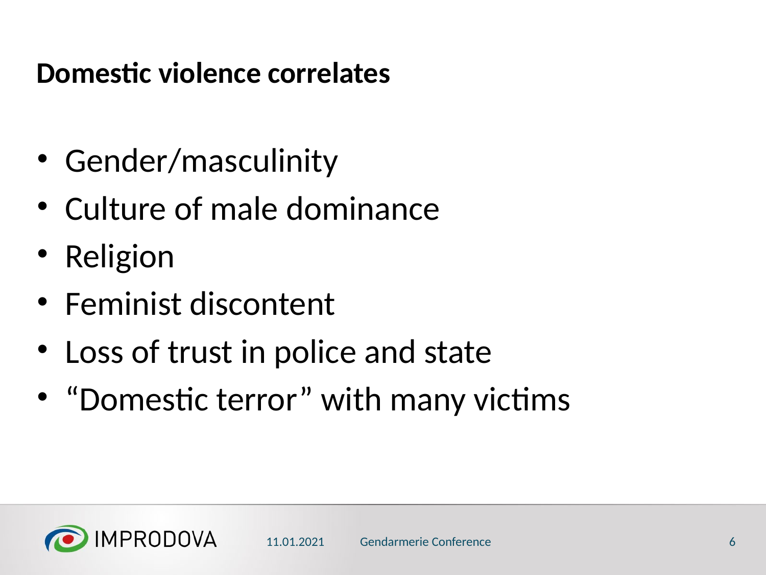## Domestic violence correlates

- Gender/masculinity
- Culture of male dominance
- Religion
- Feminist discontent
- Loss of trust in police and state
- “Domestic terror” with many victims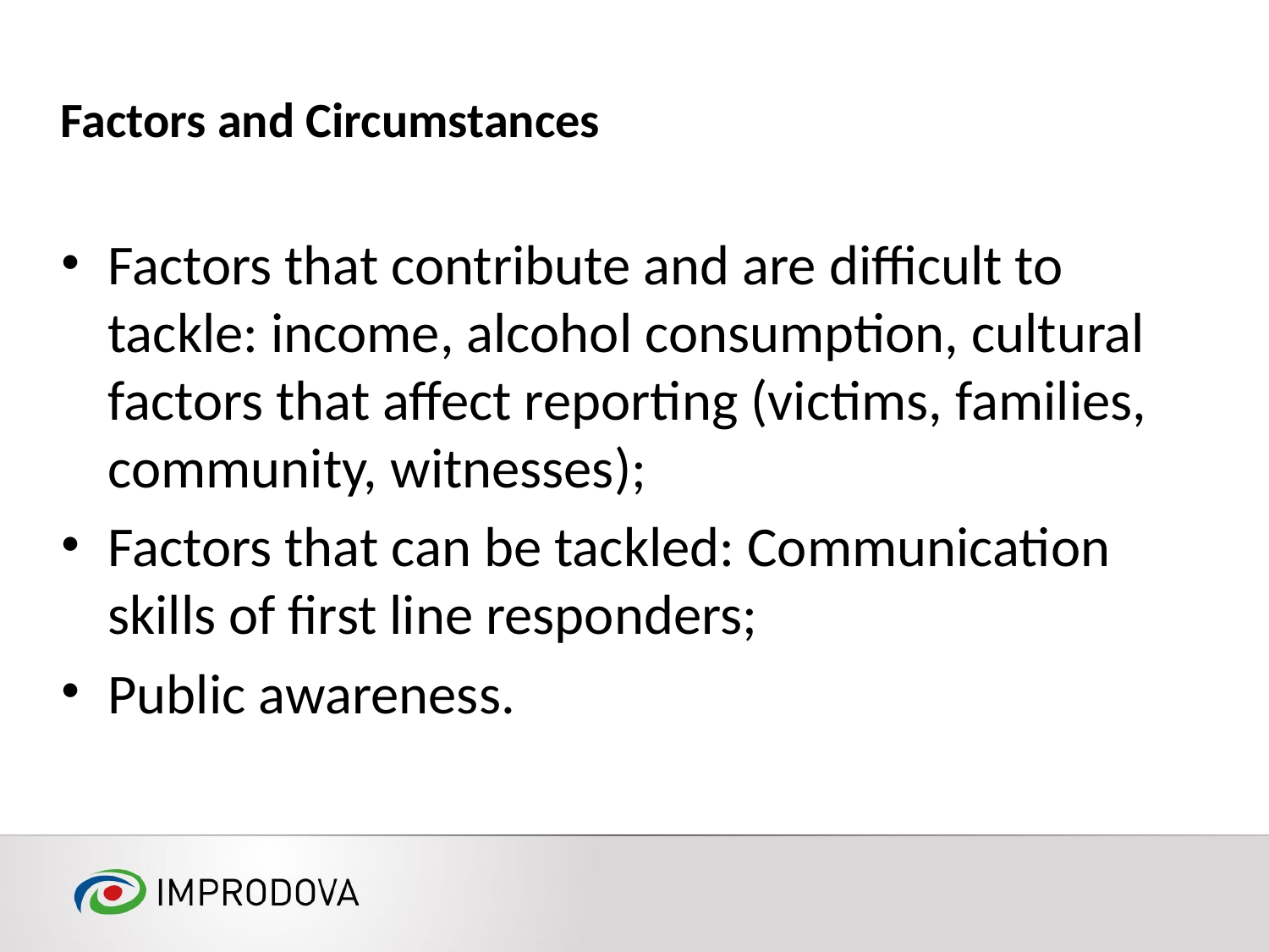## Factors and Circumstances

- Factors that contribute and are difficult to tackle: income, alcohol consumption, cultural factors that affect reporting (victims, families, community, witnesses);
- Factors that can be tackled: Communication skills of first line responders;
- Public awareness.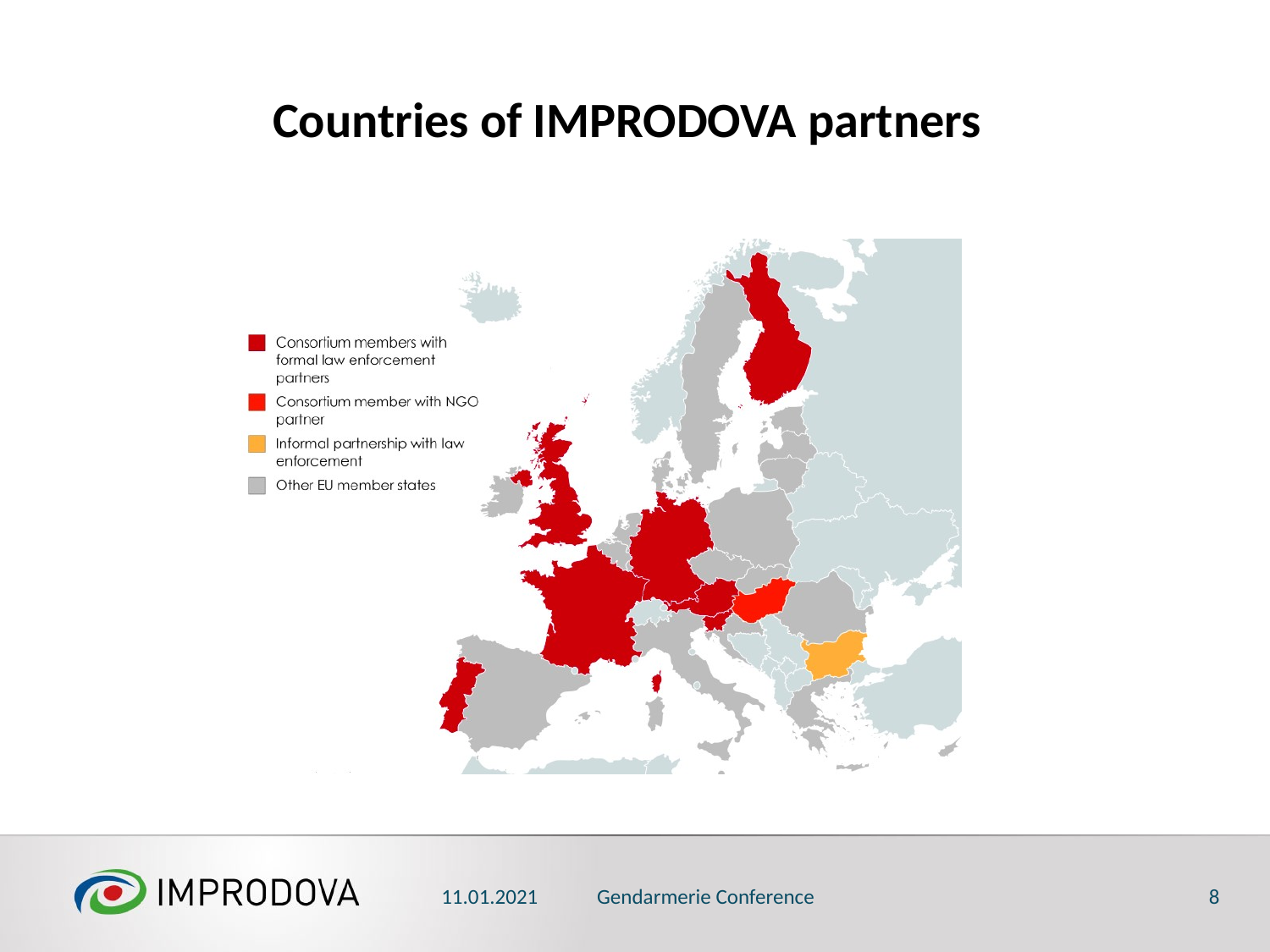# Countries of IMPRODOVA partners

- Consortium members with formal law enforcement partners
- Consortium member with NGO partner
- Informal partnership with law enforcement
- Other EU member states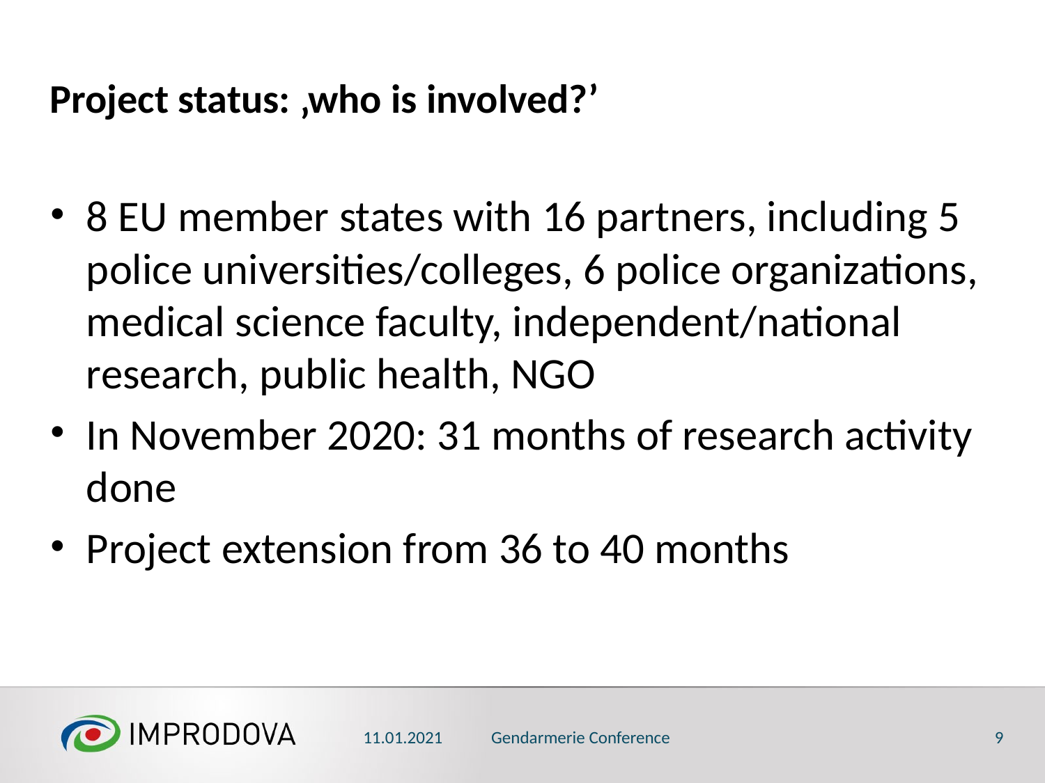## Project status: ‚who is involved?'

- 8 EU member states with 16 partners, including 5 police universities/colleges, 6 police organizations, medical science faculty, independent/national research, public health, NGO
- In November 2020: 31 months of research activity done
- Project extension from 36 to 40 months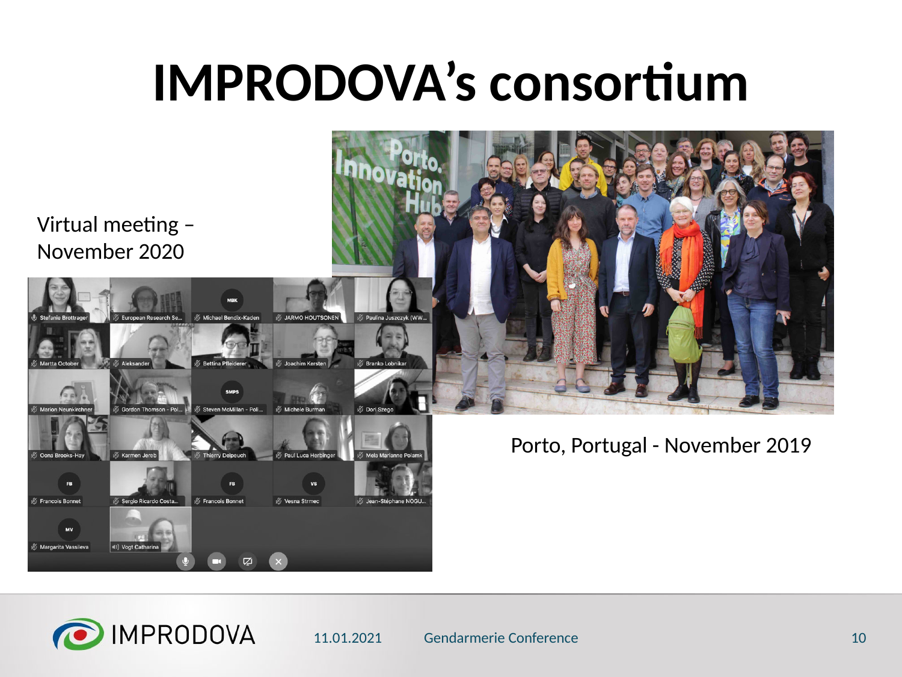# IMPRODOVA's consortium

Virtual meeting – November 2020

Porto, Portugal - November 2019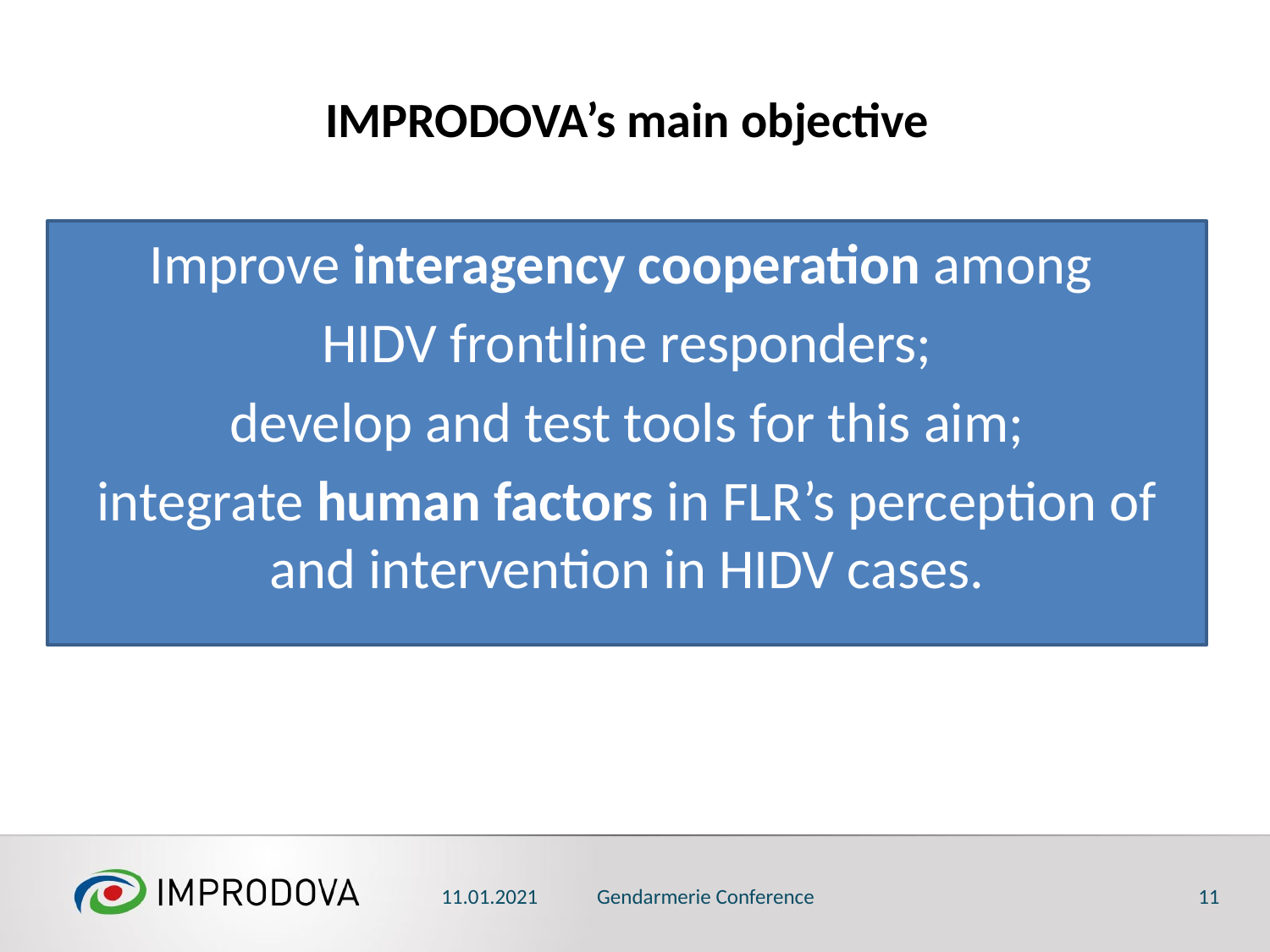# IMPRODOVA's main objective

Improve **interagency cooperation** among HIDV frontline responders;

develop and test tools for this aim;

integrate **human factors** in FLR's perception of and intervention in HIDV cases.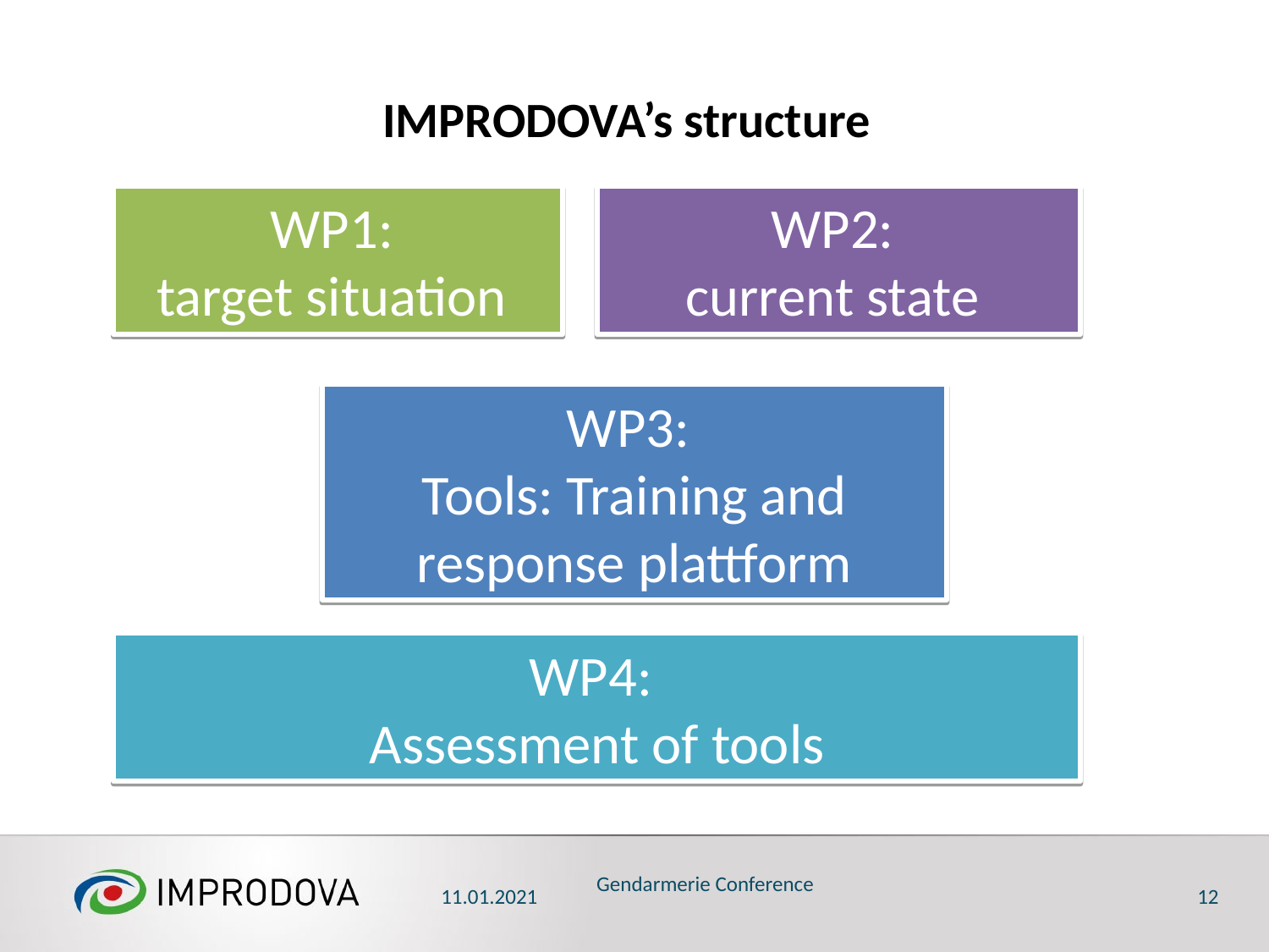# IMPRODOVA's structure

**WP1:**
target situation

**WP2:**
current state

**WP3:**
Tools: Training and response plattform

**WP4:**
Assessment of tools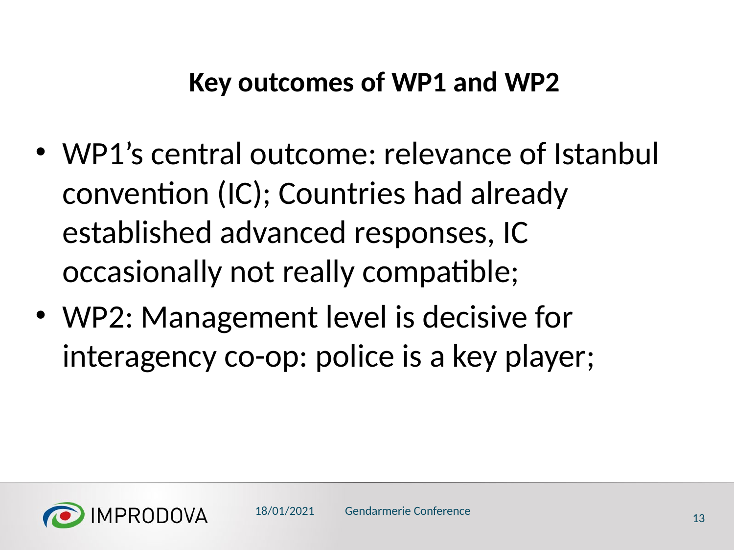# Key outcomes of WP1 and WP2

- WP1's central outcome: relevance of Istanbul convention (IC); Countries had already established advanced responses, IC occasionally not really compatible;
- WP2: Management level is decisive for interagency co-op: police is a key player;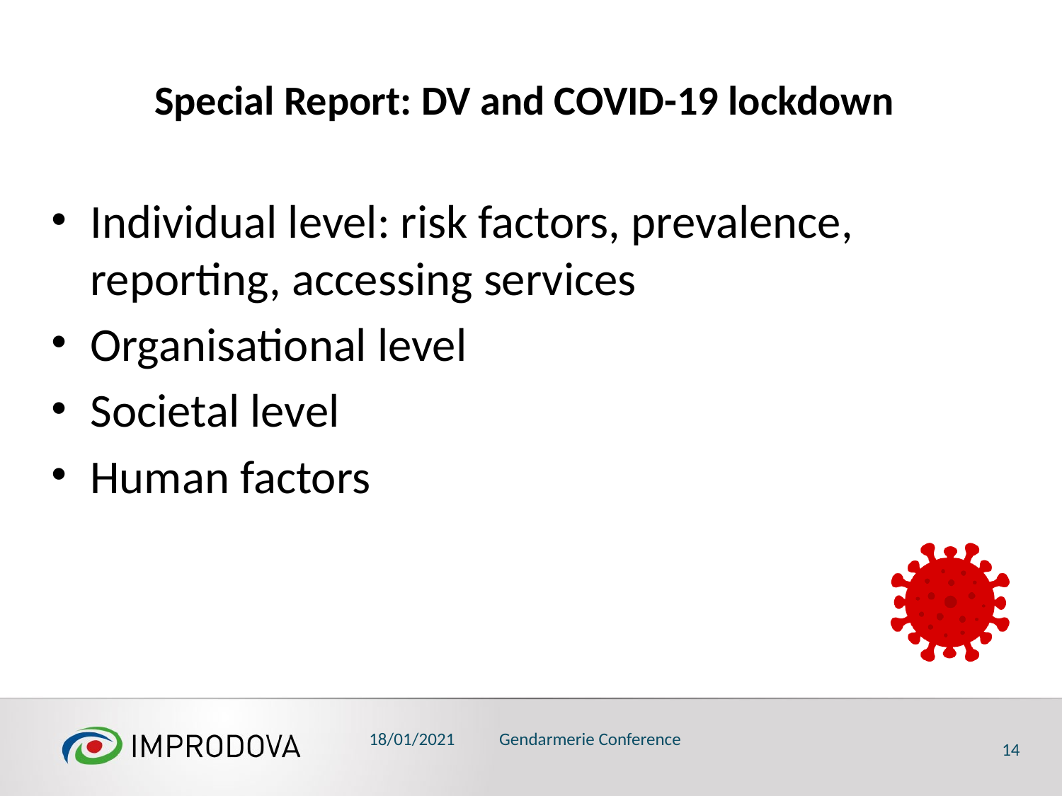# Special Report: DV and COVID-19 lockdown

- Individual level: risk factors, prevalence, reporting, accessing services
- Organisational level
- Societal level
- Human factors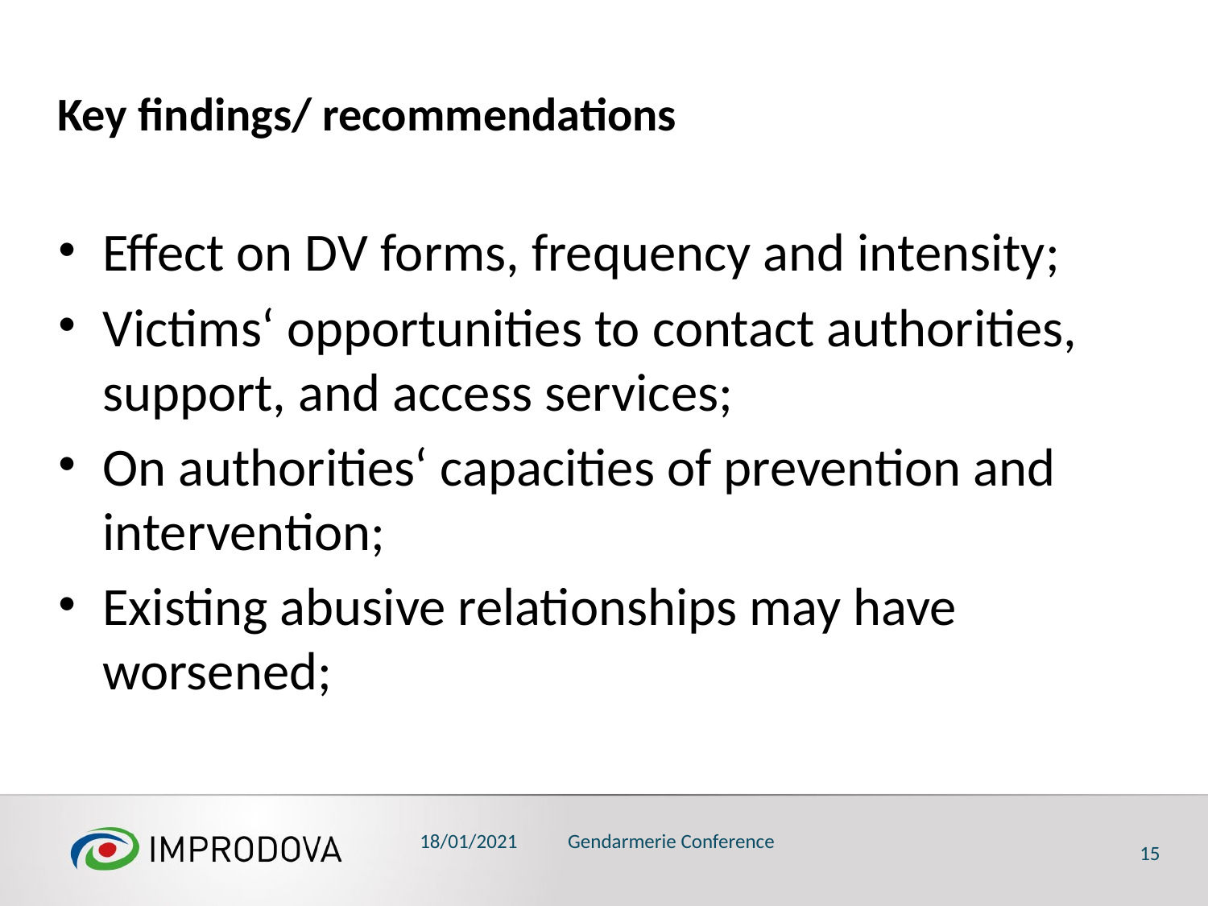## Key findings/ recommendations

- Effect on DV forms, frequency and intensity;
- Victims‘ opportunities to contact authorities, support, and access services;
- On authorities‘ capacities of prevention and intervention;
- Existing abusive relationships may have worsened;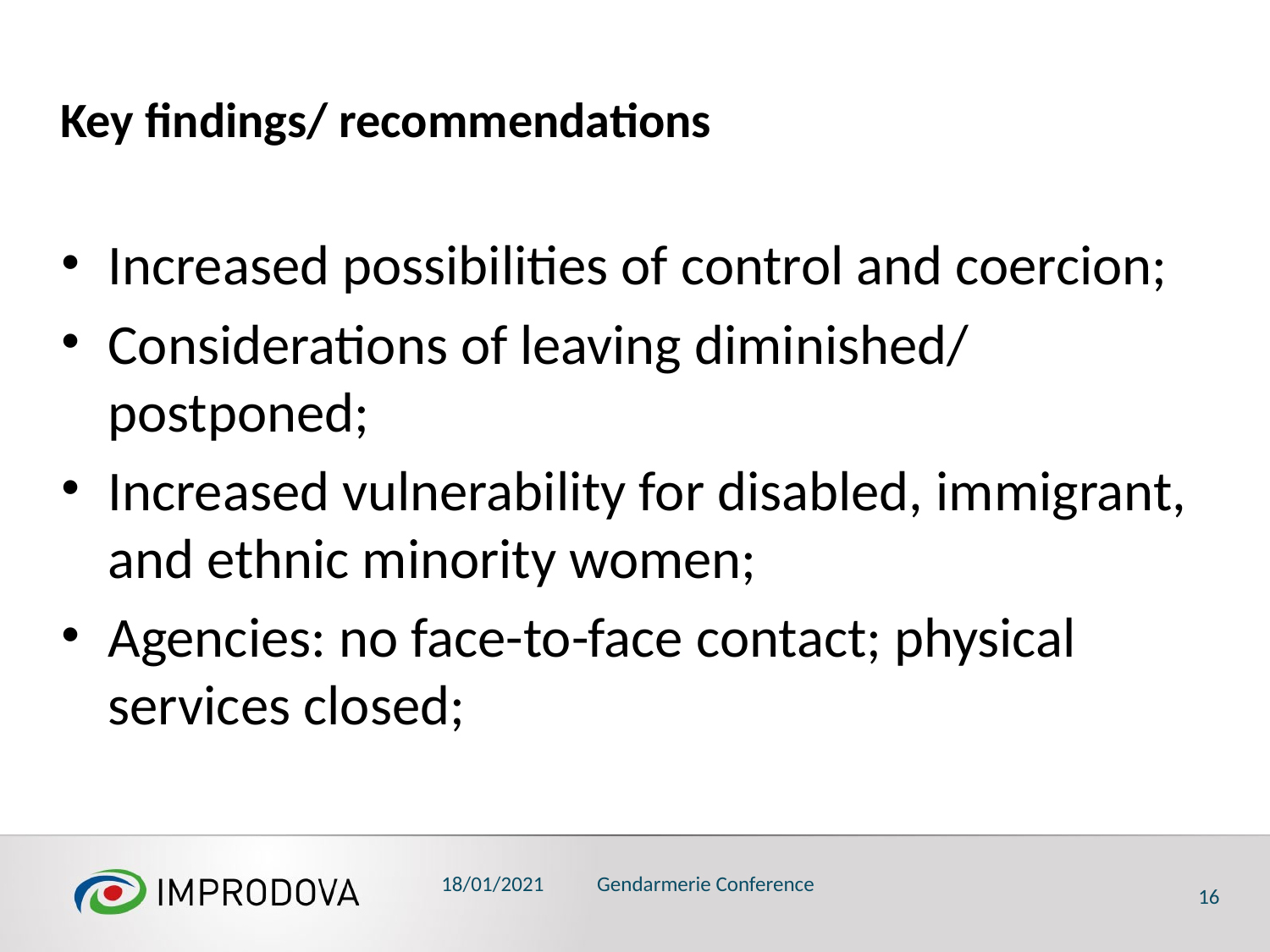## Key findings/ recommendations

- Increased possibilities of control and coercion;
- Considerations of leaving diminished/ postponed;
- Increased vulnerability for disabled, immigrant, and ethnic minority women;
- Agencies: no face-to-face contact; physical services closed;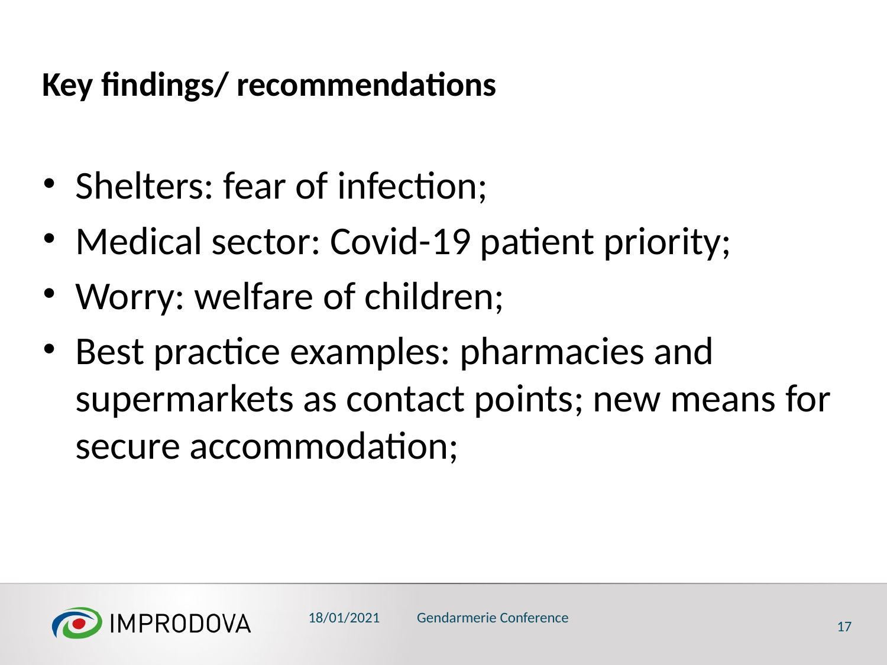## Key findings/ recommendations

- Shelters: fear of infection;
- Medical sector: Covid-19 patient priority;
- Worry: welfare of children;
- Best practice examples: pharmacies and supermarkets as contact points; new means for secure accommodation;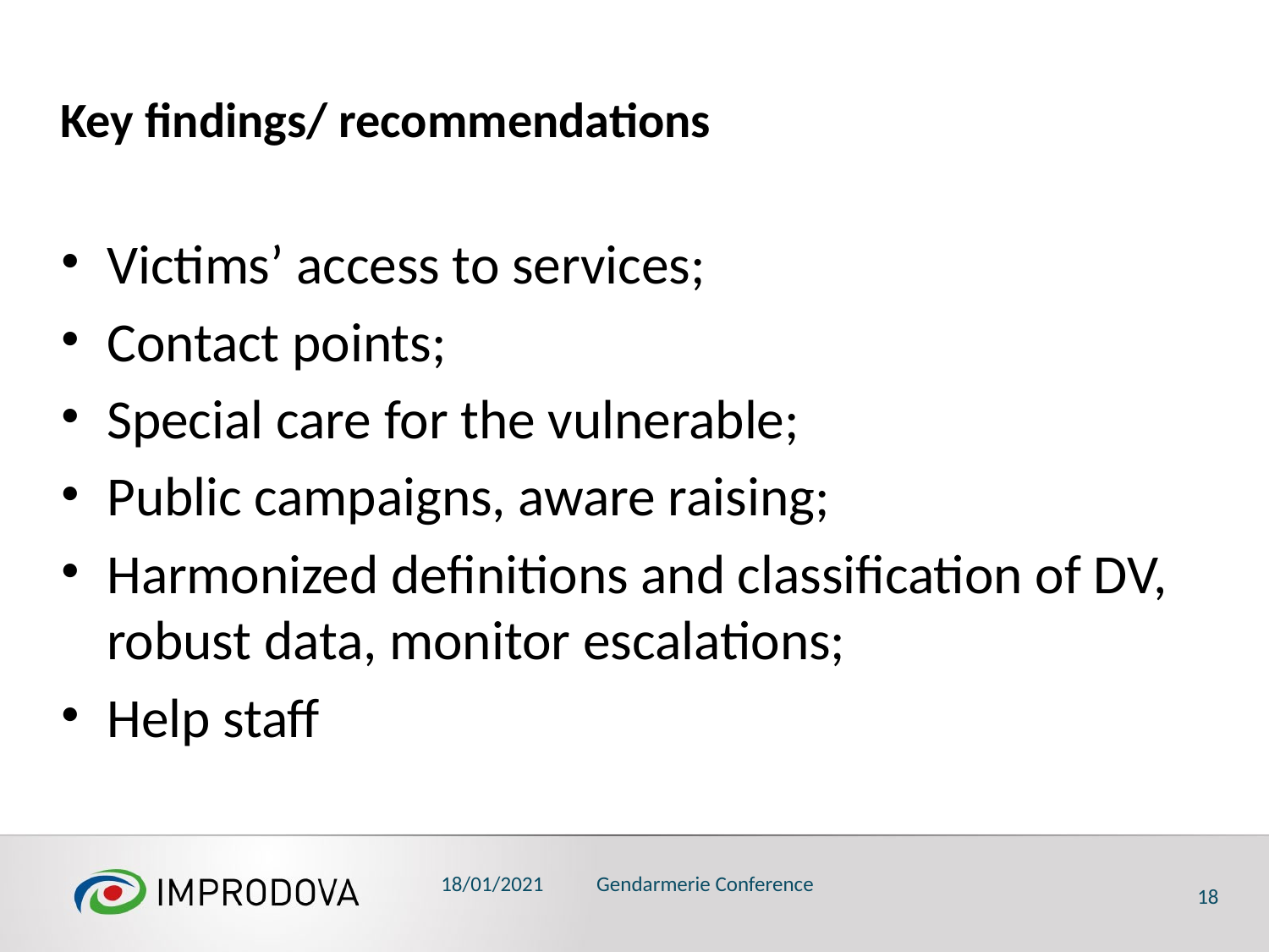## Key findings/ recommendations

- Victims' access to services;
- Contact points;
- Special care for the vulnerable;
- Public campaigns, aware raising;
- Harmonized definitions and classification of DV, robust data, monitor escalations;
- Help staff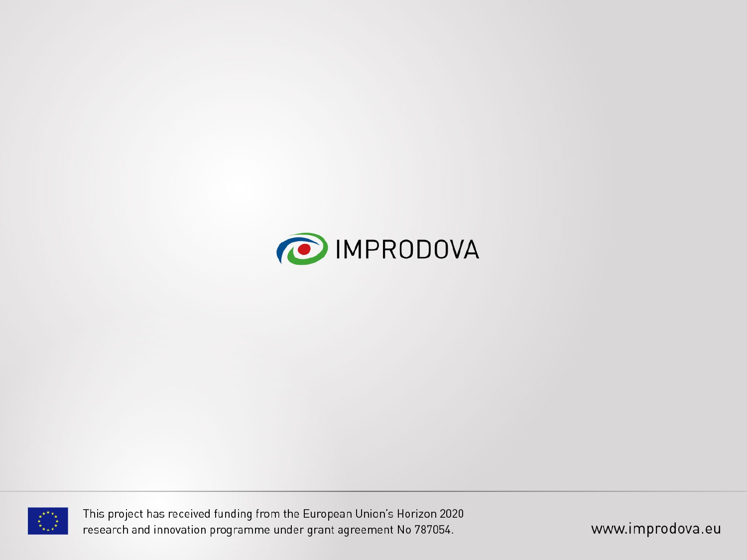IMPRODOVA

This project has received funding from the European Union's Horizon 2020 research and innovation programme under grant agreement No 787054.

www.improdova.eu